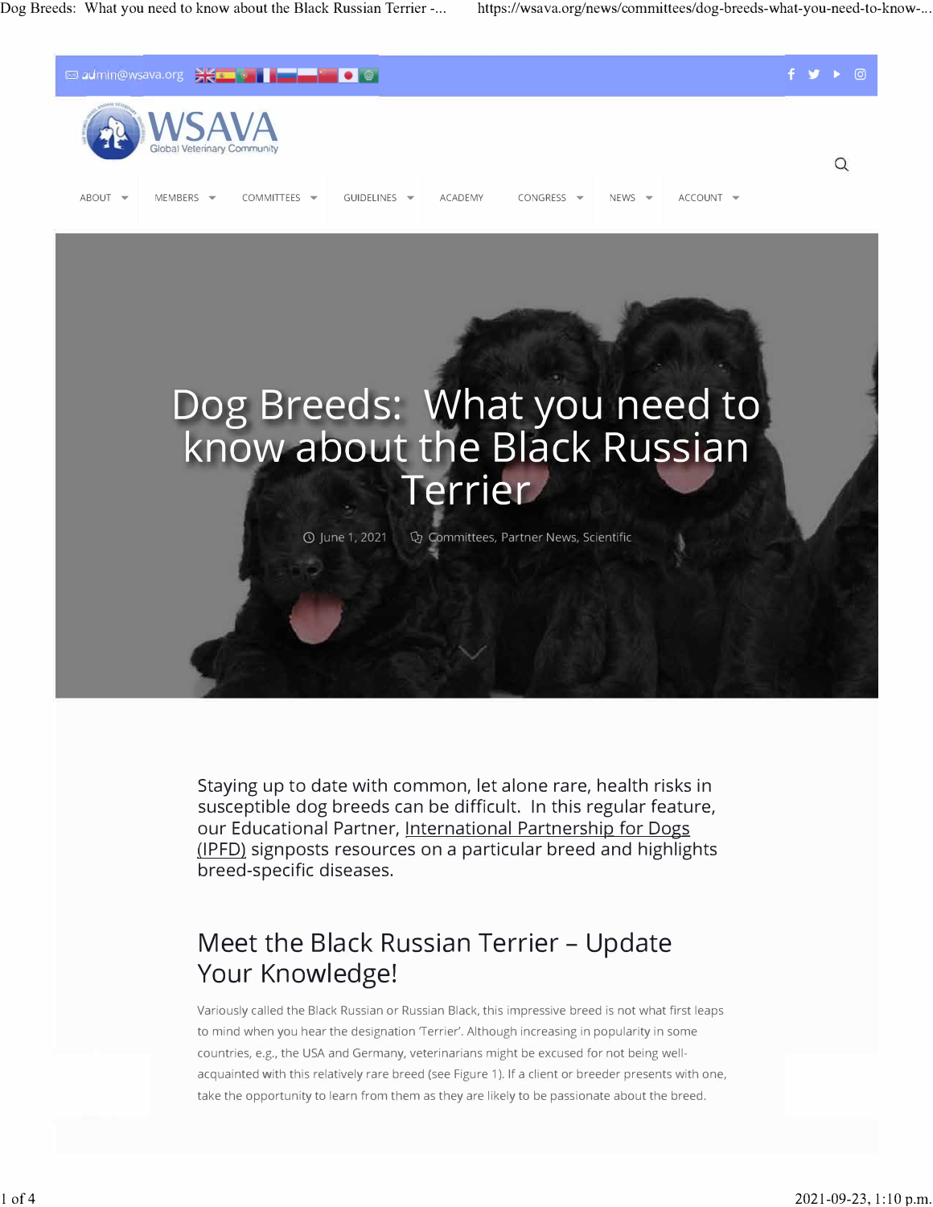# Dog Breeds: What you need to know about the Black Russian Terrier

June 1, 2021 · Committees, Partner News, Scientific

Staying up to date with common, let alone rare, health risks in susceptible dog breeds can be difficult. In this regular feature, our Educational Partner, International Partnership for Dogs (IPFD) signposts resources on a particular breed and highlights breed-specific diseases.

## Meet the Black Russian Terrier – Update Your Knowledge!

Variously called the Black Russian or Russian Black, this impressive breed is not what first leaps to mind when you hear the designation 'Terrier'. Although increasing in popularity in some countries, e.g., the USA and Germany, veterinarians might be excused for not being well-acquainted with this relatively rare breed (see Figure 1). If a client or breeder presents with one, take the opportunity to learn from them as they are likely to be passionate about the breed.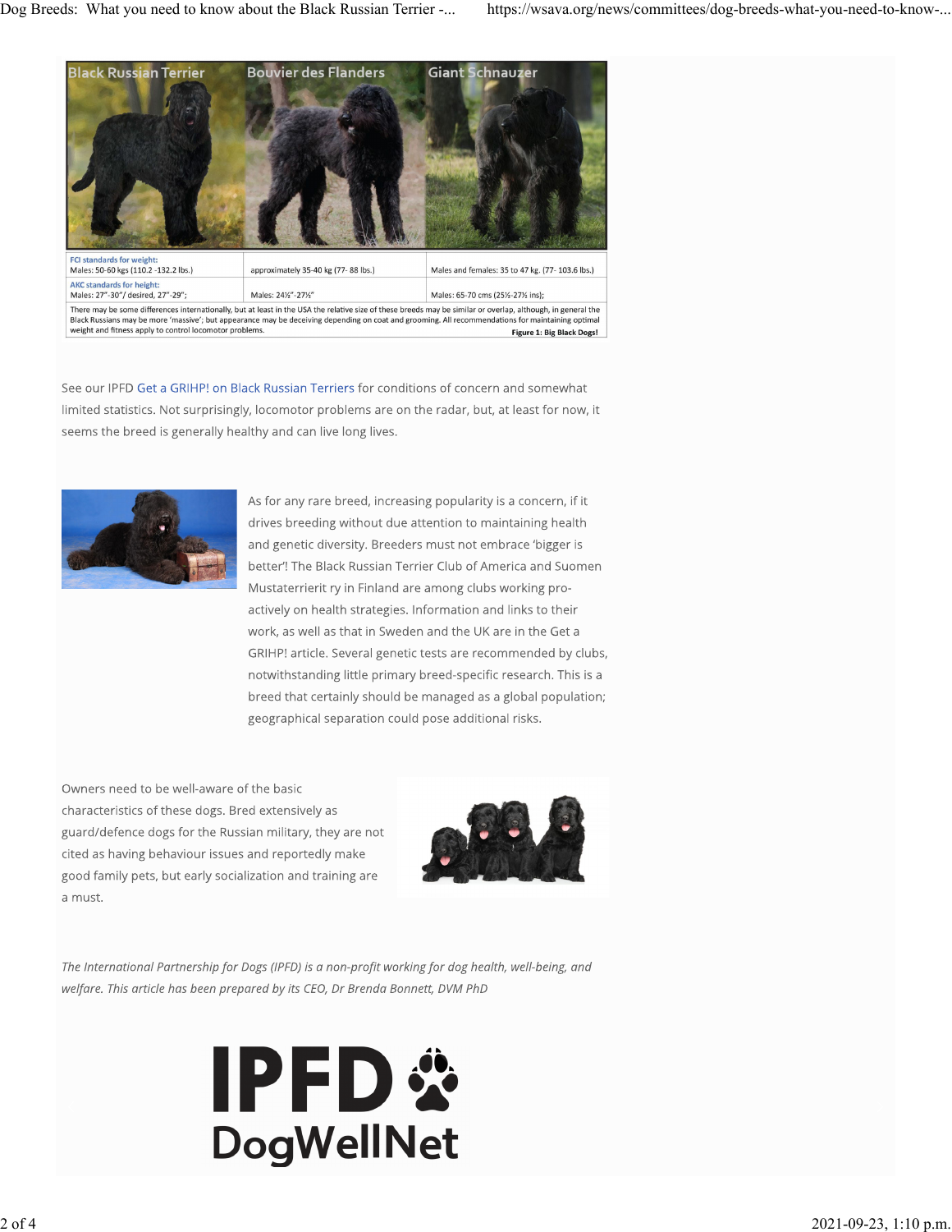| Black Russian Terrier | Bouvier des Flanders | Giant Schnauzer |
|---|---|---|
| **FCI standards for weight:** Males: 50-60 kgs (110.2 -132.2 lbs.) | approximately 35-40 kg (77- 88 lbs.) | Males and females: 35 to 47 kg. (77- 103.6 lbs.) |
| **AKC standards for height:** Males: 27"-30"/ desired, 27"-29"; | Males: 24½"-27½" | Males: 65-70 cms (25½-27½ ins); |

There may be some differences internationally, but at least in the USA the relative size of these breeds may be similar or overlap, although, in general the Black Russians may be more 'massive'; but appearance may be deceiving depending on coat and grooming. All recommendations for maintaining optimal weight and fitness apply to control locomotor problems.

**Figure 1: Big Black Dogs!**

See our IPFD Get a GRIHP! on Black Russian Terriers for conditions of concern and somewhat limited statistics. Not surprisingly, locomotor problems are on the radar, but, at least for now, it seems the breed is generally healthy and can live long lives.

As for any rare breed, increasing popularity is a concern, if it drives breeding without due attention to maintaining health and genetic diversity. Breeders must not embrace 'bigger is better'! The Black Russian Terrier Club of America and Suomen Mustaterrierit ry in Finland are among clubs working pro-actively on health strategies. Information and links to their work, as well as that in Sweden and the UK are in the Get a GRIHP! article. Several genetic tests are recommended by clubs, notwithstanding little primary breed-specific research. This is a breed that certainly should be managed as a global population; geographical separation could pose additional risks.

Owners need to be well-aware of the basic characteristics of these dogs. Bred extensively as guard/defence dogs for the Russian military, they are not cited as having behaviour issues and reportedly make good family pets, but early socialization and training are a must.

*The International Partnership for Dogs (IPFD) is a non-profit working for dog health, well-being, and welfare. This article has been prepared by its CEO, Dr Brenda Bonnett, DVM PhD*

IPFD DogWellNet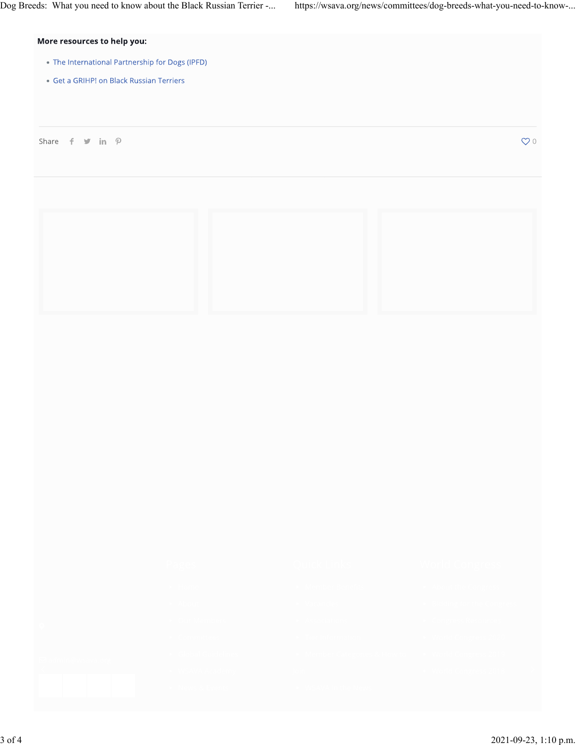**More resources to help you:**

- The International Partnership for Dogs (IPFD)
- Get a GRIHP! on Black Russian Terriers

Share

0